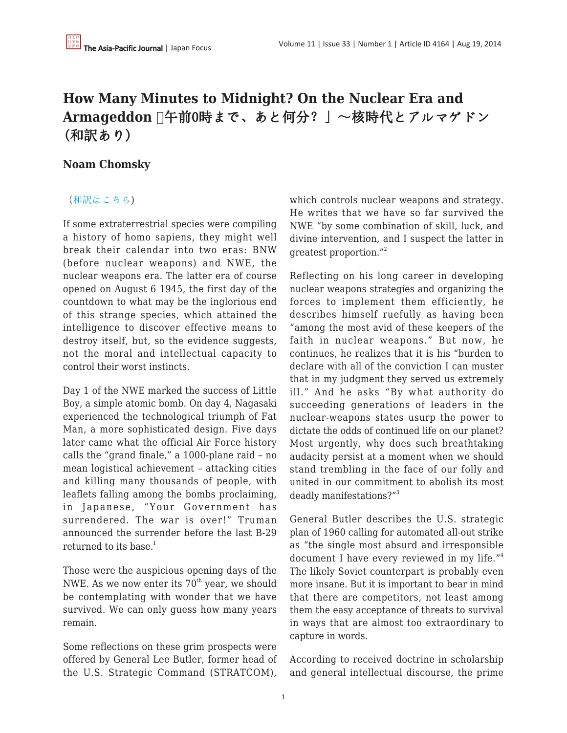# How Many Minutes to Midnight? On the Nuclear Era and Armageddon 「午前0時まで、あと何分？」〜核時代とアルマゲドン（和訳あり）

## Noam Chomsky

（和訳はこちら）

If some extraterrestrial species were compiling a history of homo sapiens, they might well break their calendar into two eras: BNW (before nuclear weapons) and NWE, the nuclear weapons era. The latter era of course opened on August 6 1945, the first day of the countdown to what may be the inglorious end of this strange species, which attained the intelligence to discover effective means to destroy itself, but, so the evidence suggests, not the moral and intellectual capacity to control their worst instincts.

Day 1 of the NWE marked the success of Little Boy, a simple atomic bomb. On day 4, Nagasaki experienced the technological triumph of Fat Man, a more sophisticated design. Five days later came what the official Air Force history calls the "grand finale," a 1000-plane raid – no mean logistical achievement – attacking cities and killing many thousands of people, with leaflets falling among the bombs proclaiming, in Japanese, "Your Government has surrendered. The war is over!" Truman announced the surrender before the last B-29 returned to its base.[1]

Those were the auspicious opening days of the NWE. As we now enter its 70th year, we should be contemplating with wonder that we have survived. We can only guess how many years remain.

Some reflections on these grim prospects were offered by General Lee Butler, former head of the U.S. Strategic Command (STRATCOM), which controls nuclear weapons and strategy. He writes that we have so far survived the NWE "by some combination of skill, luck, and divine intervention, and I suspect the latter in greatest proportion."[2]

Reflecting on his long career in developing nuclear weapons strategies and organizing the forces to implement them efficiently, he describes himself ruefully as having been "among the most avid of these keepers of the faith in nuclear weapons." But now, he continues, he realizes that it is his "burden to declare with all of the conviction I can muster that in my judgment they served us extremely ill." And he asks "By what authority do succeeding generations of leaders in the nuclear-weapons states usurp the power to dictate the odds of continued life on our planet? Most urgently, why does such breathtaking audacity persist at a moment when we should stand trembling in the face of our folly and united in our commitment to abolish its most deadly manifestations?"[3]

General Butler describes the U.S. strategic plan of 1960 calling for automated all-out strike as "the single most absurd and irresponsible document I have every reviewed in my life."[4] The likely Soviet counterpart is probably even more insane. But it is important to bear in mind that there are competitors, not least among them the easy acceptance of threats to survival in ways that are almost too extraordinary to capture in words.

According to received doctrine in scholarship and general intellectual discourse, the prime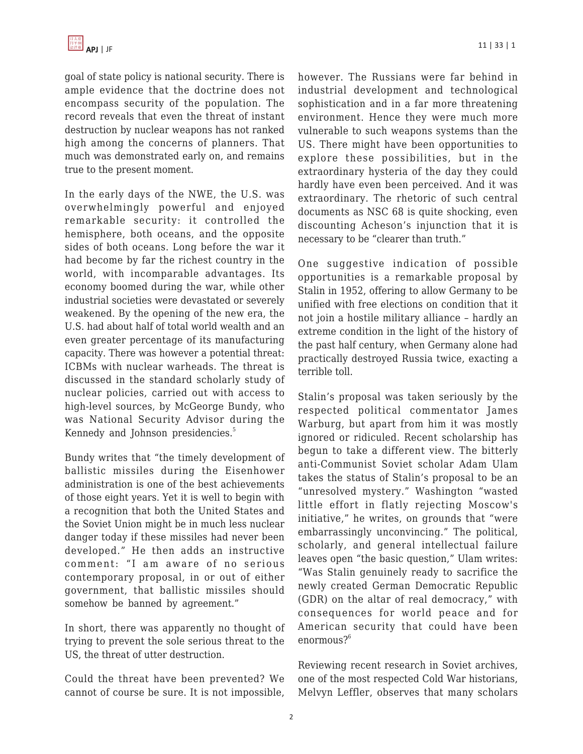goal of state policy is national security. There is ample evidence that the doctrine does not encompass security of the population. The record reveals that even the threat of instant destruction by nuclear weapons has not ranked high among the concerns of planners. That much was demonstrated early on, and remains true to the present moment.

In the early days of the NWE, the U.S. was overwhelmingly powerful and enjoyed remarkable security: it controlled the hemisphere, both oceans, and the opposite sides of both oceans. Long before the war it had become by far the richest country in the world, with incomparable advantages. Its economy boomed during the war, while other industrial societies were devastated or severely weakened. By the opening of the new era, the U.S. had about half of total world wealth and an even greater percentage of its manufacturing capacity. There was however a potential threat: ICBMs with nuclear warheads. The threat is discussed in the standard scholarly study of nuclear policies, carried out with access to high-level sources, by McGeorge Bundy, who was National Security Advisor during the Kennedy and Johnson presidencies.[5]

Bundy writes that "the timely development of ballistic missiles during the Eisenhower administration is one of the best achievements of those eight years. Yet it is well to begin with a recognition that both the United States and the Soviet Union might be in much less nuclear danger today if these missiles had never been developed." He then adds an instructive comment: "I am aware of no serious contemporary proposal, in or out of either government, that ballistic missiles should somehow be banned by agreement."

In short, there was apparently no thought of trying to prevent the sole serious threat to the US, the threat of utter destruction.

Could the threat have been prevented? We cannot of course be sure. It is not impossible, however. The Russians were far behind in industrial development and technological sophistication and in a far more threatening environment. Hence they were much more vulnerable to such weapons systems than the US. There might have been opportunities to explore these possibilities, but in the extraordinary hysteria of the day they could hardly have even been perceived. And it was extraordinary. The rhetoric of such central documents as NSC 68 is quite shocking, even discounting Acheson's injunction that it is necessary to be "clearer than truth."

One suggestive indication of possible opportunities is a remarkable proposal by Stalin in 1952, offering to allow Germany to be unified with free elections on condition that it not join a hostile military alliance – hardly an extreme condition in the light of the history of the past half century, when Germany alone had practically destroyed Russia twice, exacting a terrible toll.

Stalin's proposal was taken seriously by the respected political commentator James Warburg, but apart from him it was mostly ignored or ridiculed. Recent scholarship has begun to take a different view. The bitterly anti-Communist Soviet scholar Adam Ulam takes the status of Stalin's proposal to be an "unresolved mystery." Washington "wasted little effort in flatly rejecting Moscow's initiative," he writes, on grounds that "were embarrassingly unconvincing." The political, scholarly, and general intellectual failure leaves open "the basic question," Ulam writes: "Was Stalin genuinely ready to sacrifice the newly created German Democratic Republic (GDR) on the altar of real democracy," with consequences for world peace and for American security that could have been enormous?[6]

Reviewing recent research in Soviet archives, one of the most respected Cold War historians, Melvyn Leffler, observes that many scholars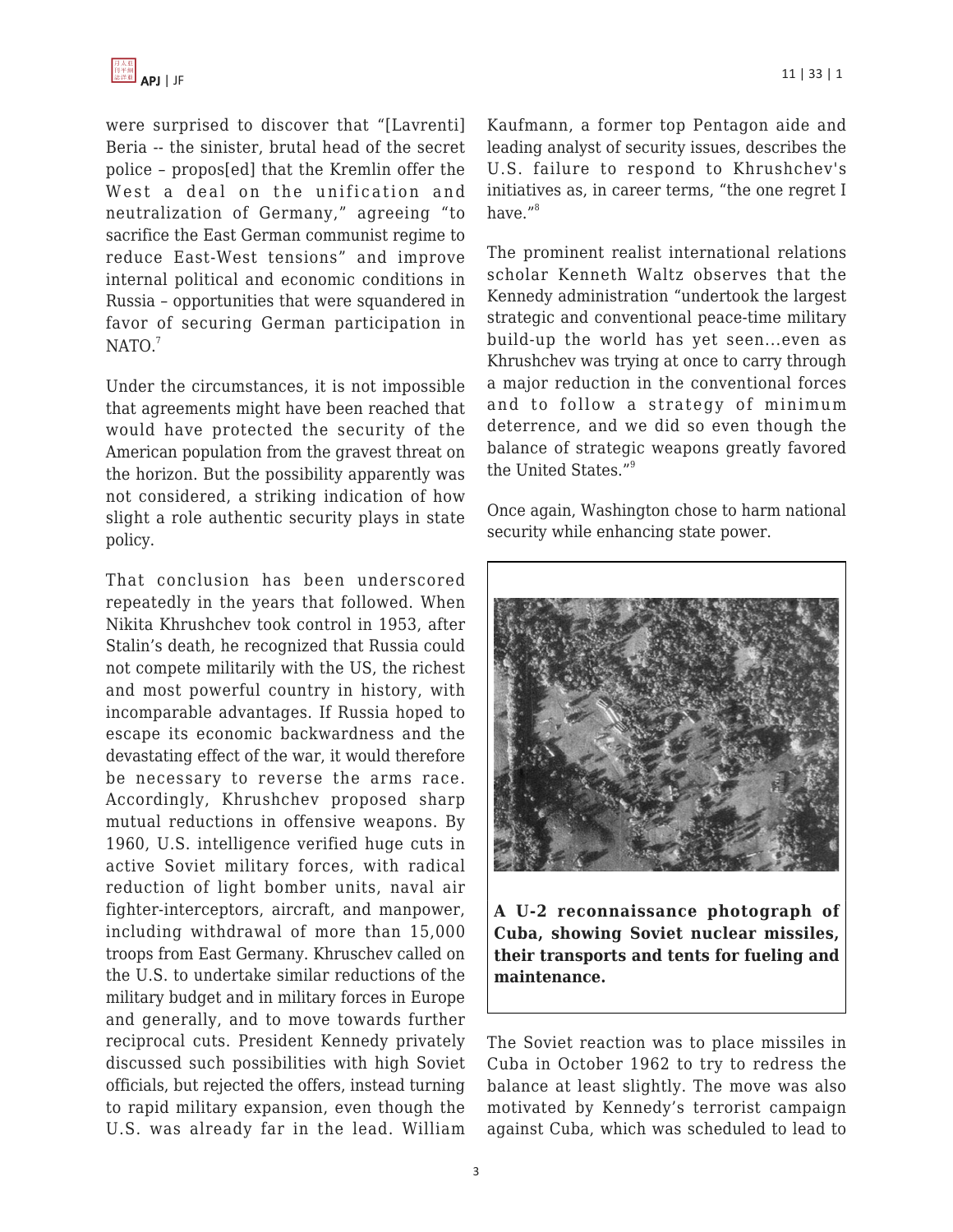were surprised to discover that "[Lavrenti] Beria -- the sinister, brutal head of the secret police – propos[ed] that the Kremlin offer the West a deal on the unification and neutralization of Germany," agreeing "to sacrifice the East German communist regime to reduce East-West tensions" and improve internal political and economic conditions in Russia – opportunities that were squandered in favor of securing German participation in NATO.[7]

Under the circumstances, it is not impossible that agreements might have been reached that would have protected the security of the American population from the gravest threat on the horizon. But the possibility apparently was not considered, a striking indication of how slight a role authentic security plays in state policy.

That conclusion has been underscored repeatedly in the years that followed. When Nikita Khrushchev took control in 1953, after Stalin's death, he recognized that Russia could not compete militarily with the US, the richest and most powerful country in history, with incomparable advantages. If Russia hoped to escape its economic backwardness and the devastating effect of the war, it would therefore be necessary to reverse the arms race. Accordingly, Khrushchev proposed sharp mutual reductions in offensive weapons. By 1960, U.S. intelligence verified huge cuts in active Soviet military forces, with radical reduction of light bomber units, naval air fighter-interceptors, aircraft, and manpower, including withdrawal of more than 15,000 troops from East Germany. Khruschev called on the U.S. to undertake similar reductions of the military budget and in military forces in Europe and generally, and to move towards further reciprocal cuts. President Kennedy privately discussed such possibilities with high Soviet officials, but rejected the offers, instead turning to rapid military expansion, even though the U.S. was already far in the lead. William Kaufmann, a former top Pentagon aide and leading analyst of security issues, describes the U.S. failure to respond to Khrushchev's initiatives as, in career terms, "the one regret I have."[8]

The prominent realist international relations scholar Kenneth Waltz observes that the Kennedy administration "undertook the largest strategic and conventional peace-time military build-up the world has yet seen…even as Khrushchev was trying at once to carry through a major reduction in the conventional forces and to follow a strategy of minimum deterrence, and we did so even though the balance of strategic weapons greatly favored the United States."[9]

Once again, Washington chose to harm national security while enhancing state power.

**A U-2 reconnaissance photograph of Cuba, showing Soviet nuclear missiles, their transports and tents for fueling and maintenance.**

The Soviet reaction was to place missiles in Cuba in October 1962 to try to redress the balance at least slightly. The move was also motivated by Kennedy's terrorist campaign against Cuba, which was scheduled to lead to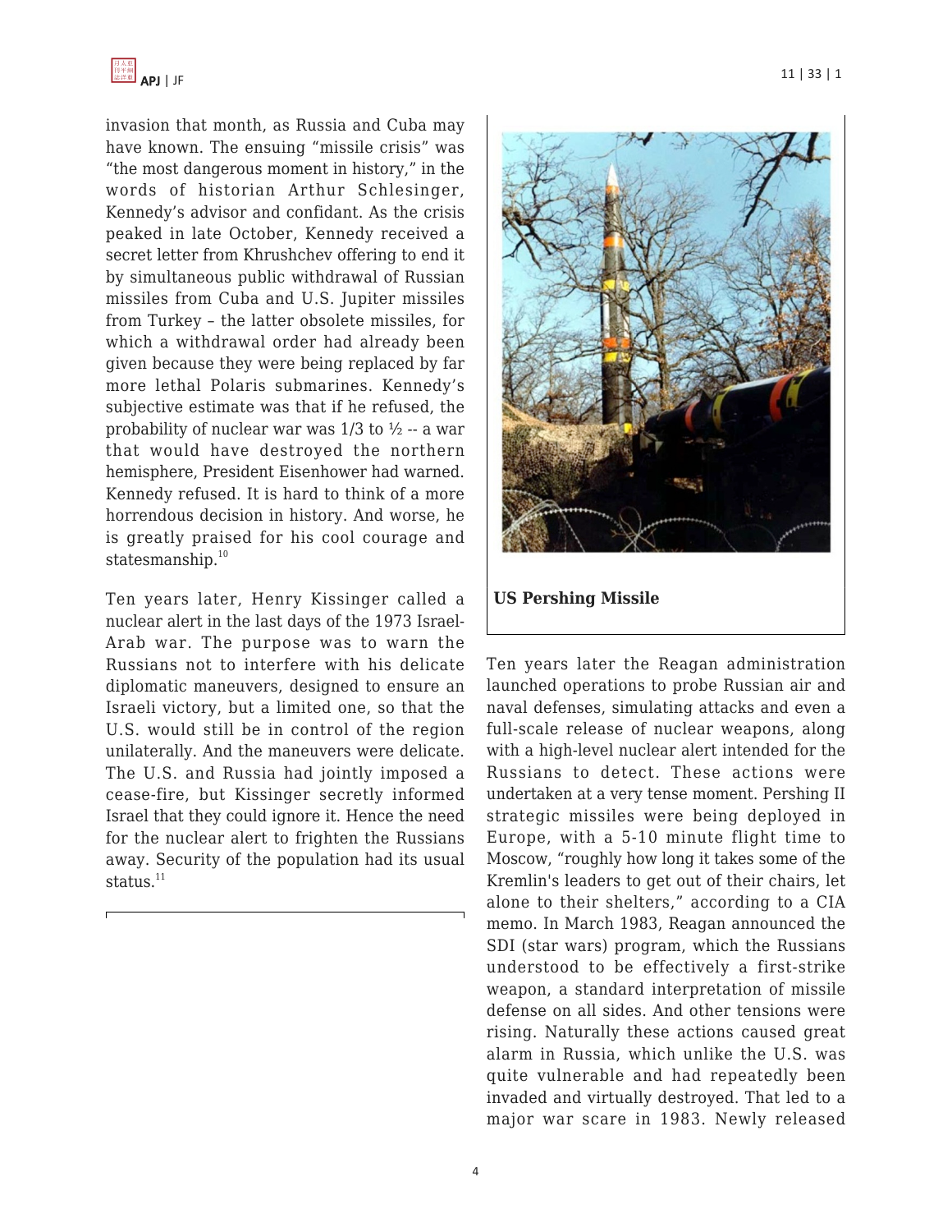invasion that month, as Russia and Cuba may have known. The ensuing "missile crisis" was "the most dangerous moment in history," in the words of historian Arthur Schlesinger, Kennedy's advisor and confidant. As the crisis peaked in late October, Kennedy received a secret letter from Khrushchev offering to end it by simultaneous public withdrawal of Russian missiles from Cuba and U.S. Jupiter missiles from Turkey – the latter obsolete missiles, for which a withdrawal order had already been given because they were being replaced by far more lethal Polaris submarines. Kennedy's subjective estimate was that if he refused, the probability of nuclear war was 1/3 to ½ -- a war that would have destroyed the northern hemisphere, President Eisenhower had warned. Kennedy refused. It is hard to think of a more horrendous decision in history. And worse, he is greatly praised for his cool courage and statesmanship.[10]

Ten years later, Henry Kissinger called a nuclear alert in the last days of the 1973 Israel-Arab war. The purpose was to warn the Russians not to interfere with his delicate diplomatic maneuvers, designed to ensure an Israeli victory, but a limited one, so that the U.S. would still be in control of the region unilaterally. And the maneuvers were delicate. The U.S. and Russia had jointly imposed a cease-fire, but Kissinger secretly informed Israel that they could ignore it. Hence the need for the nuclear alert to frighten the Russians away. Security of the population had its usual status.[11]

**US Pershing Missile**

Ten years later the Reagan administration launched operations to probe Russian air and naval defenses, simulating attacks and even a full-scale release of nuclear weapons, along with a high-level nuclear alert intended for the Russians to detect. These actions were undertaken at a very tense moment. Pershing II strategic missiles were being deployed in Europe, with a 5-10 minute flight time to Moscow, "roughly how long it takes some of the Kremlin's leaders to get out of their chairs, let alone to their shelters," according to a CIA memo. In March 1983, Reagan announced the SDI (star wars) program, which the Russians understood to be effectively a first-strike weapon, a standard interpretation of missile defense on all sides. And other tensions were rising. Naturally these actions caused great alarm in Russia, which unlike the U.S. was quite vulnerable and had repeatedly been invaded and virtually destroyed. That led to a major war scare in 1983. Newly released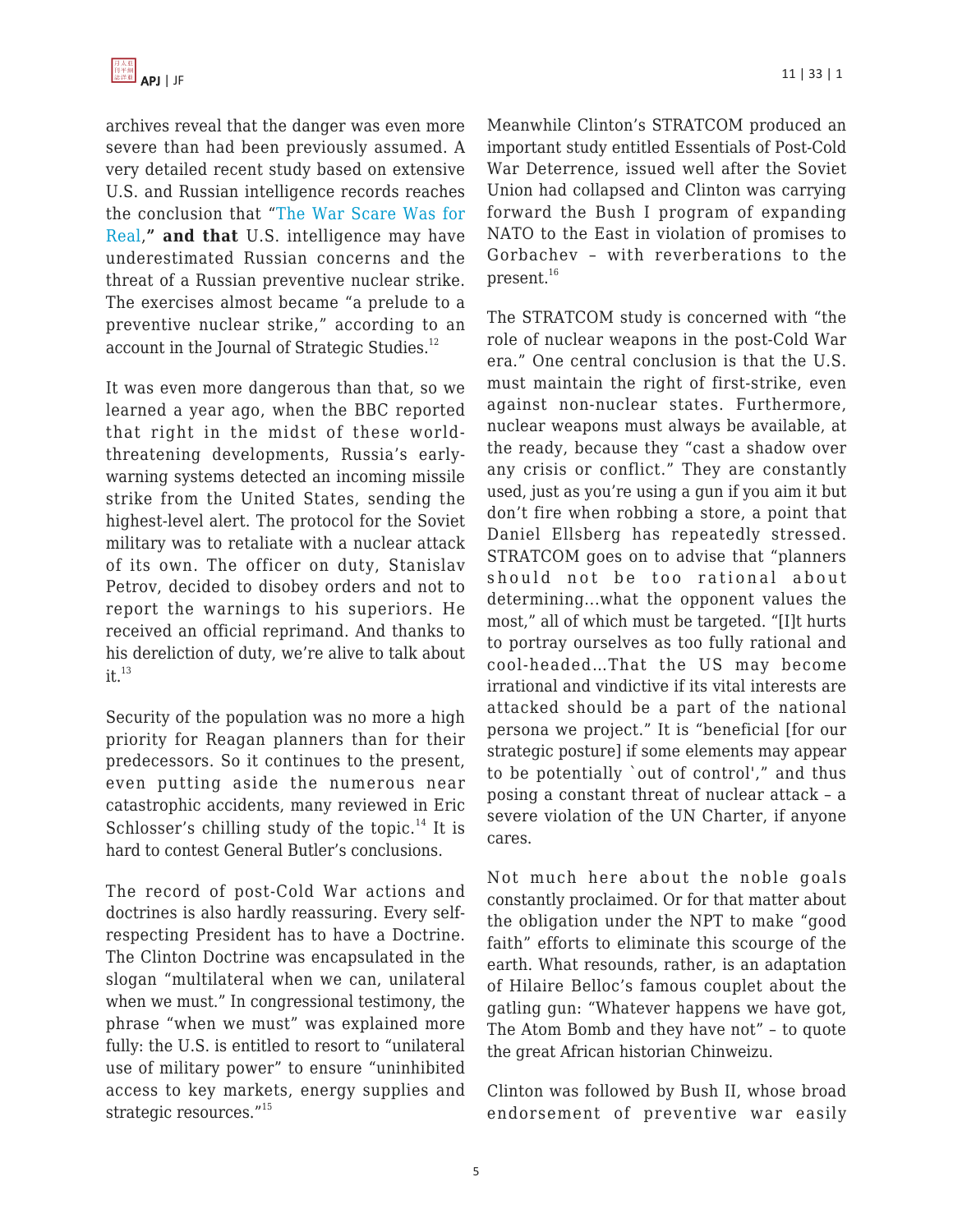archives reveal that the danger was even more severe than had been previously assumed. A very detailed recent study based on extensive U.S. and Russian intelligence records reaches the conclusion that "The War Scare Was for Real," **and that** U.S. intelligence may have underestimated Russian concerns and the threat of a Russian preventive nuclear strike. The exercises almost became "a prelude to a preventive nuclear strike," according to an account in the Journal of Strategic Studies.[12]

It was even more dangerous than that, so we learned a year ago, when the BBC reported that right in the midst of these world-threatening developments, Russia's early-warning systems detected an incoming missile strike from the United States, sending the highest-level alert. The protocol for the Soviet military was to retaliate with a nuclear attack of its own. The officer on duty, Stanislav Petrov, decided to disobey orders and not to report the warnings to his superiors. He received an official reprimand. And thanks to his dereliction of duty, we're alive to talk about it.[13]

Security of the population was no more a high priority for Reagan planners than for their predecessors. So it continues to the present, even putting aside the numerous near catastrophic accidents, many reviewed in Eric Schlosser's chilling study of the topic.[14] It is hard to contest General Butler's conclusions.

The record of post-Cold War actions and doctrines is also hardly reassuring. Every self-respecting President has to have a Doctrine. The Clinton Doctrine was encapsulated in the slogan "multilateral when we can, unilateral when we must." In congressional testimony, the phrase "when we must" was explained more fully: the U.S. is entitled to resort to "unilateral use of military power" to ensure "uninhibited access to key markets, energy supplies and strategic resources."[15]

Meanwhile Clinton's STRATCOM produced an important study entitled Essentials of Post-Cold War Deterrence, issued well after the Soviet Union had collapsed and Clinton was carrying forward the Bush I program of expanding NATO to the East in violation of promises to Gorbachev – with reverberations to the present.[16]

The STRATCOM study is concerned with "the role of nuclear weapons in the post-Cold War era." One central conclusion is that the U.S. must maintain the right of first-strike, even against non-nuclear states. Furthermore, nuclear weapons must always be available, at the ready, because they "cast a shadow over any crisis or conflict." They are constantly used, just as you're using a gun if you aim it but don't fire when robbing a store, a point that Daniel Ellsberg has repeatedly stressed. STRATCOM goes on to advise that "planners should not be too rational about determining…what the opponent values the most," all of which must be targeted. "[I]t hurts to portray ourselves as too fully rational and cool-headed…That the US may become irrational and vindictive if its vital interests are attacked should be a part of the national persona we project." It is "beneficial [for our strategic posture] if some elements may appear to be potentially `out of control'," and thus posing a constant threat of nuclear attack – a severe violation of the UN Charter, if anyone cares.

Not much here about the noble goals constantly proclaimed. Or for that matter about the obligation under the NPT to make "good faith" efforts to eliminate this scourge of the earth. What resounds, rather, is an adaptation of Hilaire Belloc's famous couplet about the gatling gun: "Whatever happens we have got, The Atom Bomb and they have not" – to quote the great African historian Chinweizu.

Clinton was followed by Bush II, whose broad endorsement of preventive war easily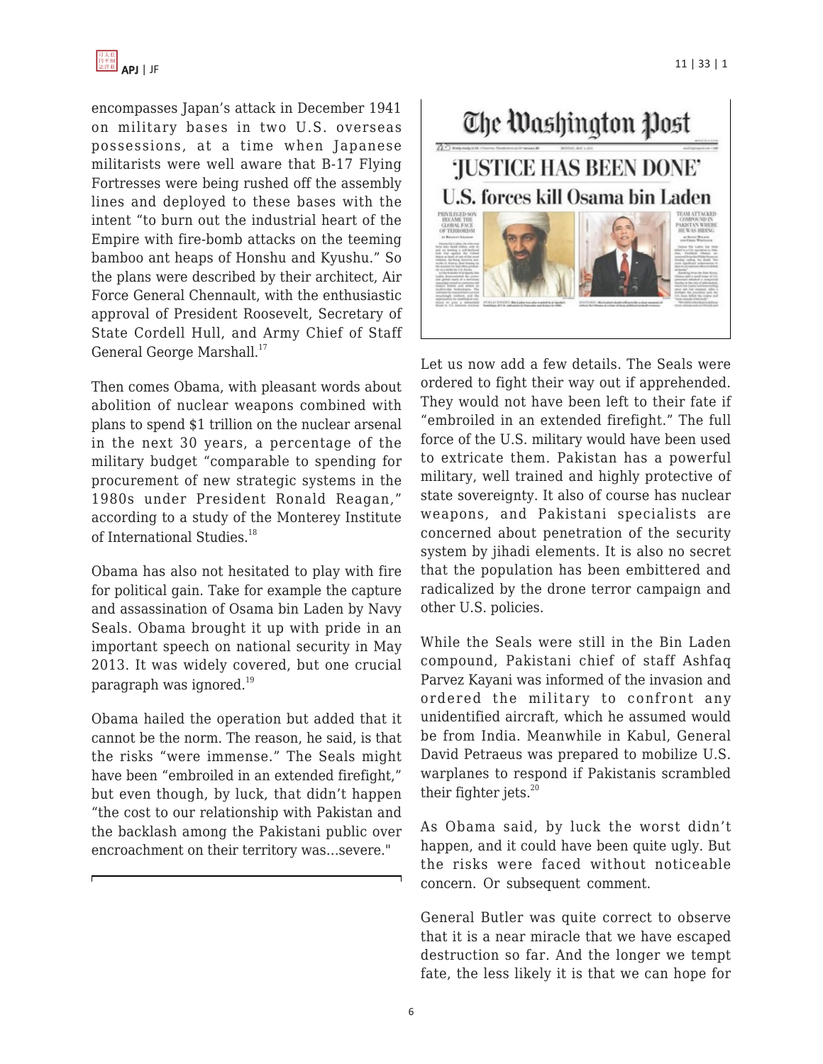encompasses Japan's attack in December 1941 on military bases in two U.S. overseas possessions, at a time when Japanese militarists were well aware that B-17 Flying Fortresses were being rushed off the assembly lines and deployed to these bases with the intent "to burn out the industrial heart of the Empire with fire-bomb attacks on the teeming bamboo ant heaps of Honshu and Kyushu." So the plans were described by their architect, Air Force General Chennault, with the enthusiastic approval of President Roosevelt, Secretary of State Cordell Hull, and Army Chief of Staff General George Marshall.[17]

Then comes Obama, with pleasant words about abolition of nuclear weapons combined with plans to spend $1 trillion on the nuclear arsenal in the next 30 years, a percentage of the military budget "comparable to spending for procurement of new strategic systems in the 1980s under President Ronald Reagan," according to a study of the Monterey Institute of International Studies.[18]

Obama has also not hesitated to play with fire for political gain. Take for example the capture and assassination of Osama bin Laden by Navy Seals. Obama brought it up with pride in an important speech on national security in May 2013. It was widely covered, but one crucial paragraph was ignored.[19]

Obama hailed the operation but added that it cannot be the norm. The reason, he said, is that the risks "were immense." The Seals might have been "embroiled in an extended firefight," but even though, by luck, that didn't happen "the cost to our relationship with Pakistan and the backlash among the Pakistani public over encroachment on their territory was...severe."

Let us now add a few details. The Seals were ordered to fight their way out if apprehended. They would not have been left to their fate if "embroiled in an extended firefight." The full force of the U.S. military would have been used to extricate them. Pakistan has a powerful military, well trained and highly protective of state sovereignty. It also of course has nuclear weapons, and Pakistani specialists are concerned about penetration of the security system by jihadi elements. It is also no secret that the population has been embittered and radicalized by the drone terror campaign and other U.S. policies.

While the Seals were still in the Bin Laden compound, Pakistani chief of staff Ashfaq Parvez Kayani was informed of the invasion and ordered the military to confront any unidentified aircraft, which he assumed would be from India. Meanwhile in Kabul, General David Petraeus was prepared to mobilize U.S. warplanes to respond if Pakistanis scrambled their fighter jets.[20]

As Obama said, by luck the worst didn't happen, and it could have been quite ugly. But the risks were faced without noticeable concern. Or subsequent comment.

General Butler was quite correct to observe that it is a near miracle that we have escaped destruction so far. And the longer we tempt fate, the less likely it is that we can hope for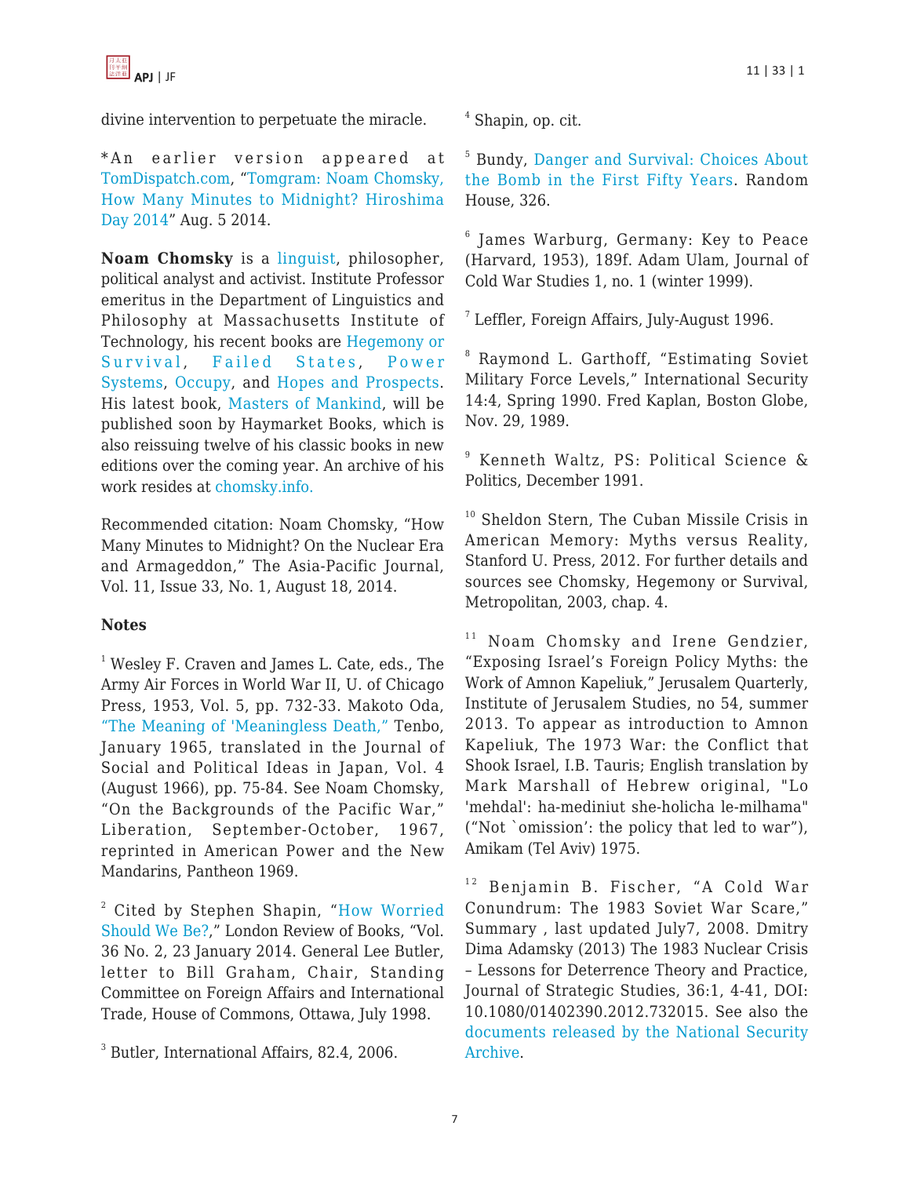divine intervention to perpetuate the miracle.

*An earlier version appeared at TomDispatch.com, "Tomgram: Noam Chomsky, How Many Minutes to Midnight? Hiroshima Day 2014" Aug. 5 2014.

**Noam Chomsky** is a linguist, philosopher, political analyst and activist. Institute Professor emeritus in the Department of Linguistics and Philosophy at Massachusetts Institute of Technology, his recent books are Hegemony or Survival, Failed States, Power Systems, Occupy, and Hopes and Prospects. His latest book, Masters of Mankind, will be published soon by Haymarket Books, which is also reissuing twelve of his classic books in new editions over the coming year. An archive of his work resides at chomsky.info.

Recommended citation: Noam Chomsky, "How Many Minutes to Midnight? On the Nuclear Era and Armageddon," The Asia-Pacific Journal, Vol. 11, Issue 33, No. 1, August 18, 2014.

**Notes**

[1] Wesley F. Craven and James L. Cate, eds., The Army Air Forces in World War II, U. of Chicago Press, 1953, Vol. 5, pp. 732-33. Makoto Oda, "The Meaning of 'Meaningless Death," Tenbo, January 1965, translated in the Journal of Social and Political Ideas in Japan, Vol. 4 (August 1966), pp. 75-84. See Noam Chomsky, "On the Backgrounds of the Pacific War," Liberation, September-October, 1967, reprinted in American Power and the New Mandarins, Pantheon 1969.

[2] Cited by Stephen Shapin, "How Worried Should We Be?," London Review of Books, "Vol. 36 No. 2, 23 January 2014. General Lee Butler, letter to Bill Graham, Chair, Standing Committee on Foreign Affairs and International Trade, House of Commons, Ottawa, July 1998.

[3] Butler, International Affairs, 82.4, 2006.

[4] Shapin, op. cit.

[5] Bundy, Danger and Survival: Choices About the Bomb in the First Fifty Years. Random House, 326.

[6] James Warburg, Germany: Key to Peace (Harvard, 1953), 189f. Adam Ulam, Journal of Cold War Studies 1, no. 1 (winter 1999).

[7] Leffler, Foreign Affairs, July-August 1996.

[8] Raymond L. Garthoff, "Estimating Soviet Military Force Levels," International Security 14:4, Spring 1990. Fred Kaplan, Boston Globe, Nov. 29, 1989.

[9] Kenneth Waltz, PS: Political Science & Politics, December 1991.

[10] Sheldon Stern, The Cuban Missile Crisis in American Memory: Myths versus Reality, Stanford U. Press, 2012. For further details and sources see Chomsky, Hegemony or Survival, Metropolitan, 2003, chap. 4.

[11] Noam Chomsky and Irene Gendzier, "Exposing Israel's Foreign Policy Myths: the Work of Amnon Kapeliuk," Jerusalem Quarterly, Institute of Jerusalem Studies, no 54, summer 2013. To appear as introduction to Amnon Kapeliuk, The 1973 War: the Conflict that Shook Israel, I.B. Tauris; English translation by Mark Marshall of Hebrew original, "Lo 'mehdal': ha-mediniut she-holicha le-milhama" ("Not `omission': the policy that led to war"), Amikam (Tel Aviv) 1975.

[12] Benjamin B. Fischer, "A Cold War Conundrum: The 1983 Soviet War Scare," Summary , last updated July7, 2008. Dmitry Dima Adamsky (2013) The 1983 Nuclear Crisis – Lessons for Deterrence Theory and Practice, Journal of Strategic Studies, 36:1, 4-41, DOI: 10.1080/01402390.2012.732015. See also the documents released by the National Security Archive.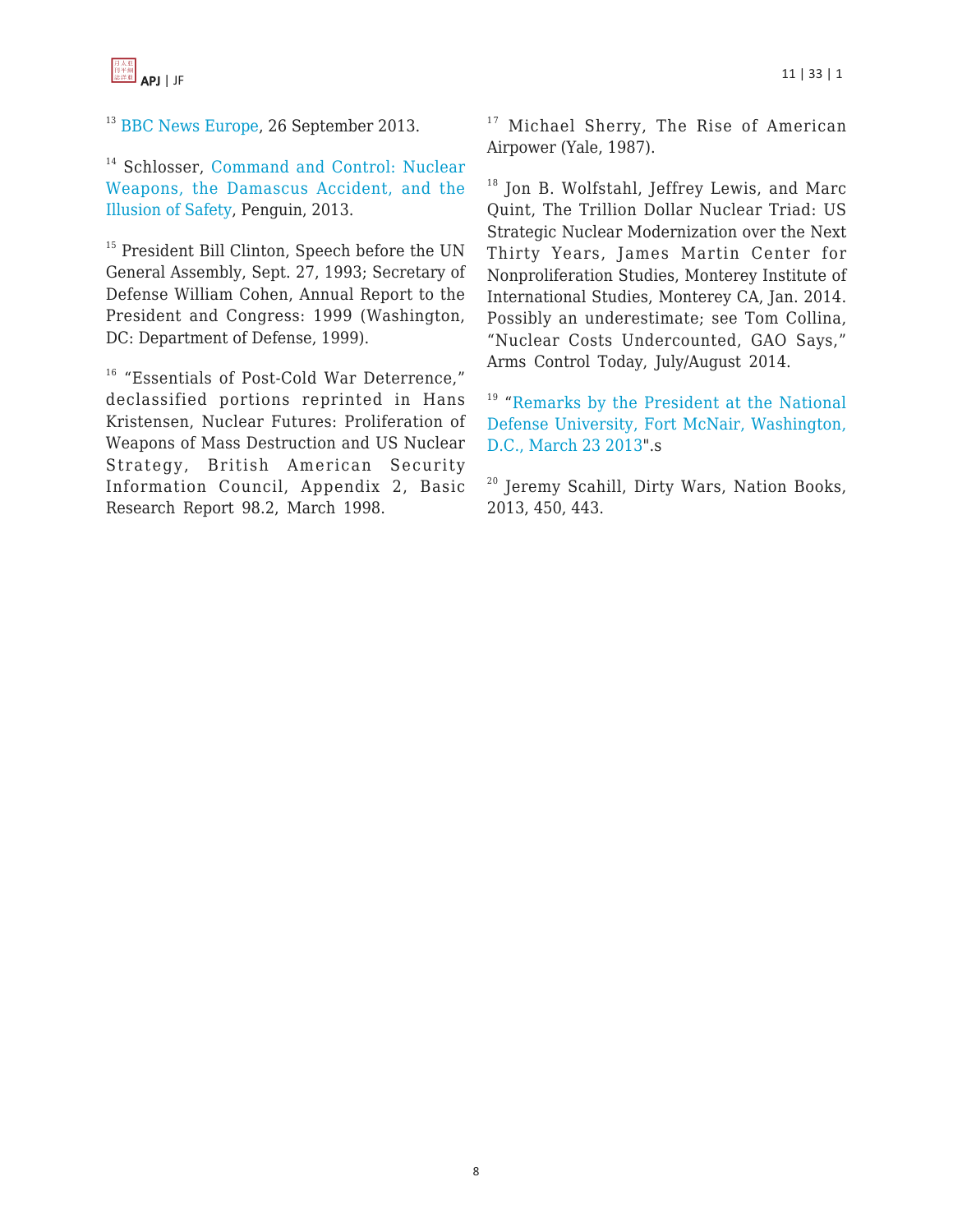[13] BBC News Europe, 26 September 2013.

[14] Schlosser, Command and Control: Nuclear Weapons, the Damascus Accident, and the Illusion of Safety, Penguin, 2013.

[15] President Bill Clinton, Speech before the UN General Assembly, Sept. 27, 1993; Secretary of Defense William Cohen, Annual Report to the President and Congress: 1999 (Washington, DC: Department of Defense, 1999).

[16] "Essentials of Post-Cold War Deterrence," declassified portions reprinted in Hans Kristensen, Nuclear Futures: Proliferation of Weapons of Mass Destruction and US Nuclear Strategy, British American Security Information Council, Appendix 2, Basic Research Report 98.2, March 1998.

[17] Michael Sherry, The Rise of American Airpower (Yale, 1987).

[18] Jon B. Wolfstahl, Jeffrey Lewis, and Marc Quint, The Trillion Dollar Nuclear Triad: US Strategic Nuclear Modernization over the Next Thirty Years, James Martin Center for Nonproliferation Studies, Monterey Institute of International Studies, Monterey CA, Jan. 2014. Possibly an underestimate; see Tom Collina, "Nuclear Costs Undercounted, GAO Says," Arms Control Today, July/August 2014.

[19] "Remarks by the President at the National Defense University, Fort McNair, Washington, D.C., March 23 2013".s

[20] Jeremy Scahill, Dirty Wars, Nation Books, 2013, 450, 443.